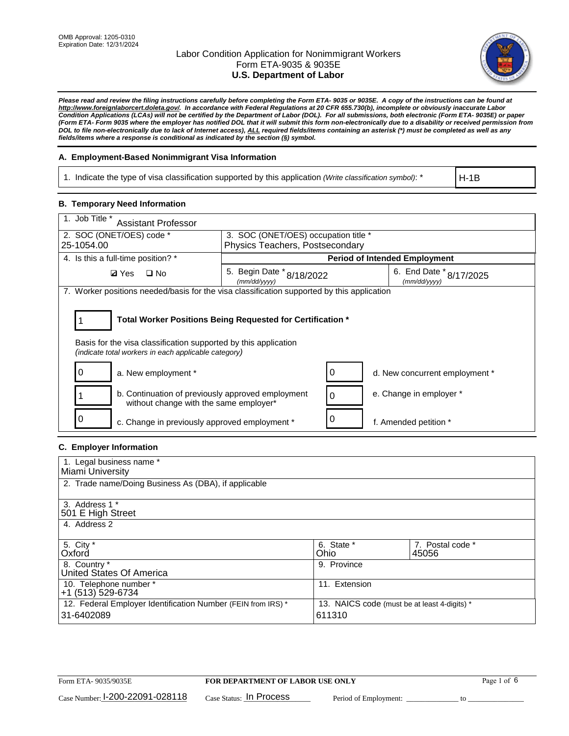OMB Approval: 1205-0310
Expiration Date: 12/31/2024

# Labor Condition Application for Nonimmigrant Workers
## Form ETA-9035 & 9035E
## U.S. Department of Labor

***Please read and review the filing instructions carefully before completing the Form ETA- 9035 or 9035E. A copy of the instructions can be found at http://www.foreignlaborcert.doleta.gov/. In accordance with Federal Regulations at 20 CFR 655.730(b), incomplete or obviously inaccurate Labor Condition Applications (LCAs) will not be certified by the Department of Labor (DOL). For all submissions, both electronic (Form ETA- 9035E) or paper (Form ETA- Form 9035 where the employer has notified DOL that it will submit this form non-electronically due to a disability or received permission from DOL to file non-electronically due to lack of Internet access), ALL required fields/items containing an asterisk (*) must be completed as well as any fields/items where a response is conditional as indicated by the section (§) symbol.***

### A. Employment-Based Nonimmigrant Visa Information

| 1. Indicate the type of visa classification supported by this application *(Write classification symbol)*: * | H-1B |
|---|---|

### B. Temporary Need Information

| 1. Job Title * Assistant Professor | | |
|---|---|---|
| 2. SOC (ONET/OES) code * 25-1054.00 | 3. SOC (ONET/OES) occupation title * Physics Teachers, Postsecondary | |
| 4. Is this a full-time position? * | **Period of Intended Employment** | |
| ☑ Yes ☐ No | 5. Begin Date * *(mm/dd/yyyy)* 8/18/2022 | 6. End Date * *(mm/dd/yyyy)* 8/17/2025 |

7. Worker positions needed/basis for the visa classification supported by this application

**1 — Total Worker Positions Being Requested for Certification ***

Basis for the visa classification supported by this application
*(indicate total workers in each applicable category)*

| Count | Category | Count | Category |
|---|---|---|---|
| 0 | a. New employment * | 0 | d. New concurrent employment * |
| 1 | b. Continuation of previously approved employment without change with the same employer* | 0 | e. Change in employer * |
| 0 | c. Change in previously approved employment * | 0 | f. Amended petition * |

### C. Employer Information

| 1. Legal business name * Miami University | | |
|---|---|---|
| 2. Trade name/Doing Business As (DBA), if applicable | | |
| 3. Address 1 * 501 E High Street | | |
| 4. Address 2 | | |
| 5. City * Oxford | 6. State * Ohio | 7. Postal code * 45056 |
| 8. Country * United States Of America | 9. Province | |
| 10. Telephone number * +1 (513) 529-6734 | 11. Extension | |
| 12. Federal Employer Identification Number (FEIN from IRS) * 31-6402089 | 13. NAICS code (must be at least 4-digits) * 611310 | |

Form ETA- 9035/9035E — **FOR DEPARTMENT OF LABOR USE ONLY**

Case Number: I-200-22091-028118 Case Status: In Process Period of Employment: ______________ to ______________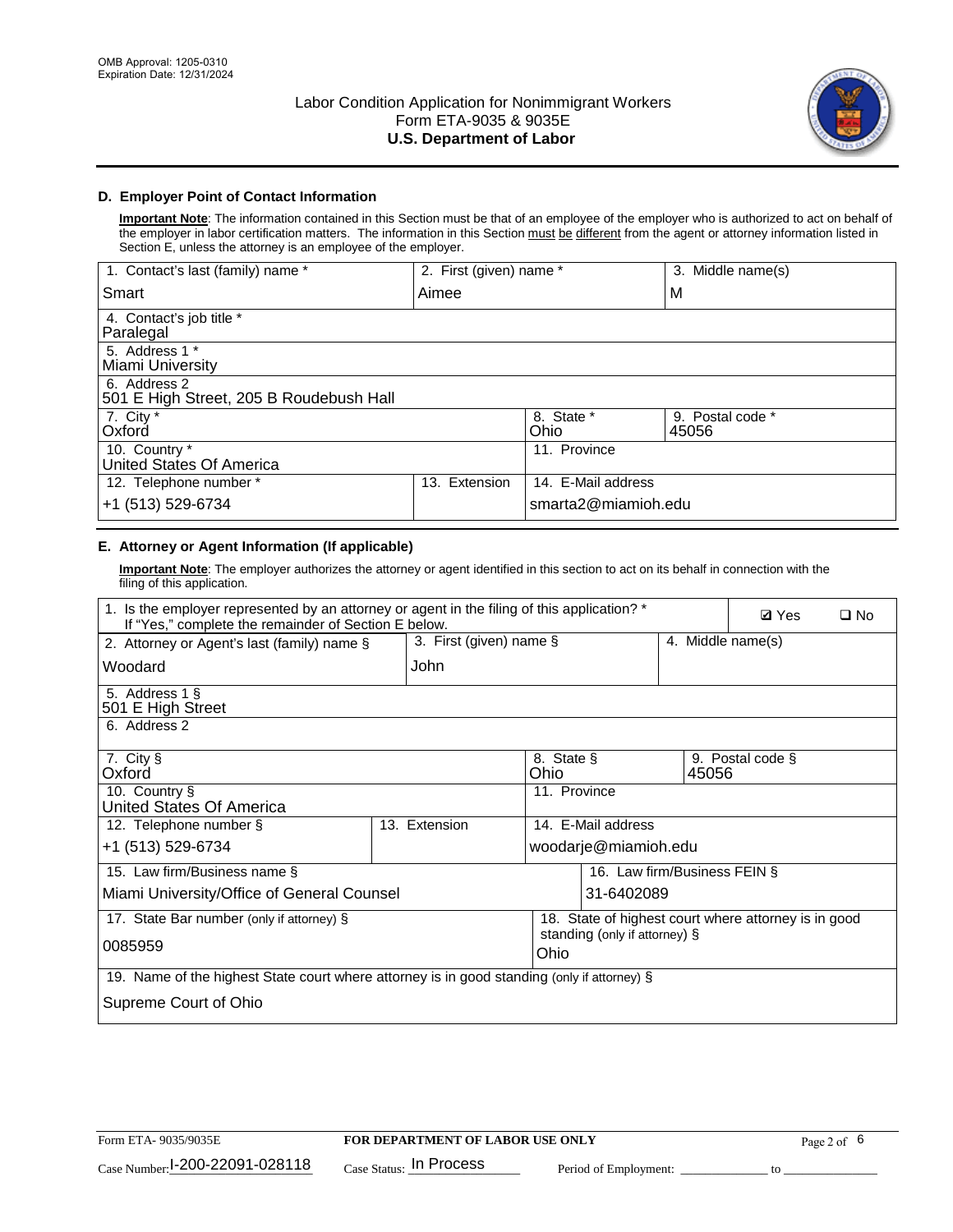OMB Approval: 1205-0310
Expiration Date: 12/31/2024

# Labor Condition Application for Nonimmigrant Workers
# Form ETA-9035 & 9035E
# U.S. Department of Labor

## D. Employer Point of Contact Information

**Important Note**: The information contained in this Section must be that of an employee of the employer who is authorized to act on behalf of the employer in labor certification matters. The information in this Section must be different from the agent or attorney information listed in Section E, unless the attorney is an employee of the employer.

| 1. Contact's last (family) name * | 2. First (given) name * | 3. Middle name(s) |
|---|---|---|
| Smart | Aimee | M |
| 4. Contact's job title * Paralegal | | |
| 5. Address 1 * Miami University | | |
| 6. Address 2 501 E High Street, 205 B Roudebush Hall | | |
| 7. City * Oxford | 8. State * Ohio | 9. Postal code * 45056 |
| 10. Country * United States Of America | 11. Province | |
| 12. Telephone number * +1 (513) 529-6734 | 13. Extension | 14. E-Mail address smarta2@miamioh.edu |

## E. Attorney or Agent Information (If applicable)

**Important Note**: The employer authorizes the attorney or agent identified in this section to act on its behalf in connection with the filing of this application.

| 1. Is the employer represented by an attorney or agent in the filing of this application? * If "Yes," complete the remainder of Section E below. | | ☑ Yes ☐ No |
|---|---|---|
| 2. Attorney or Agent's last (family) name § Woodard | 3. First (given) name § John | 4. Middle name(s) |
| 5. Address 1 § 501 E High Street | | |
| 6. Address 2 | | |
| 7. City § Oxford | 8. State § Ohio | 9. Postal code § 45056 |
| 10. Country § United States Of America | 11. Province | |
| 12. Telephone number § +1 (513) 529-6734 | 13. Extension | 14. E-Mail address woodarje@miamioh.edu |
| 15. Law firm/Business name § Miami University/Office of General Counsel | | 16. Law firm/Business FEIN § 31-6402089 |
| 17. State Bar number (only if attorney) § 0085959 | | 18. State of highest court where attorney is in good standing (only if attorney) § Ohio |
| 19. Name of the highest State court where attorney is in good standing (only if attorney) § Supreme Court of Ohio | | |

Form ETA- 9035/9035E | **FOR DEPARTMENT OF LABOR USE ONLY**

Case Number: I-200-22091-028118 Case Status: In Process Period of Employment: _____________ to _______________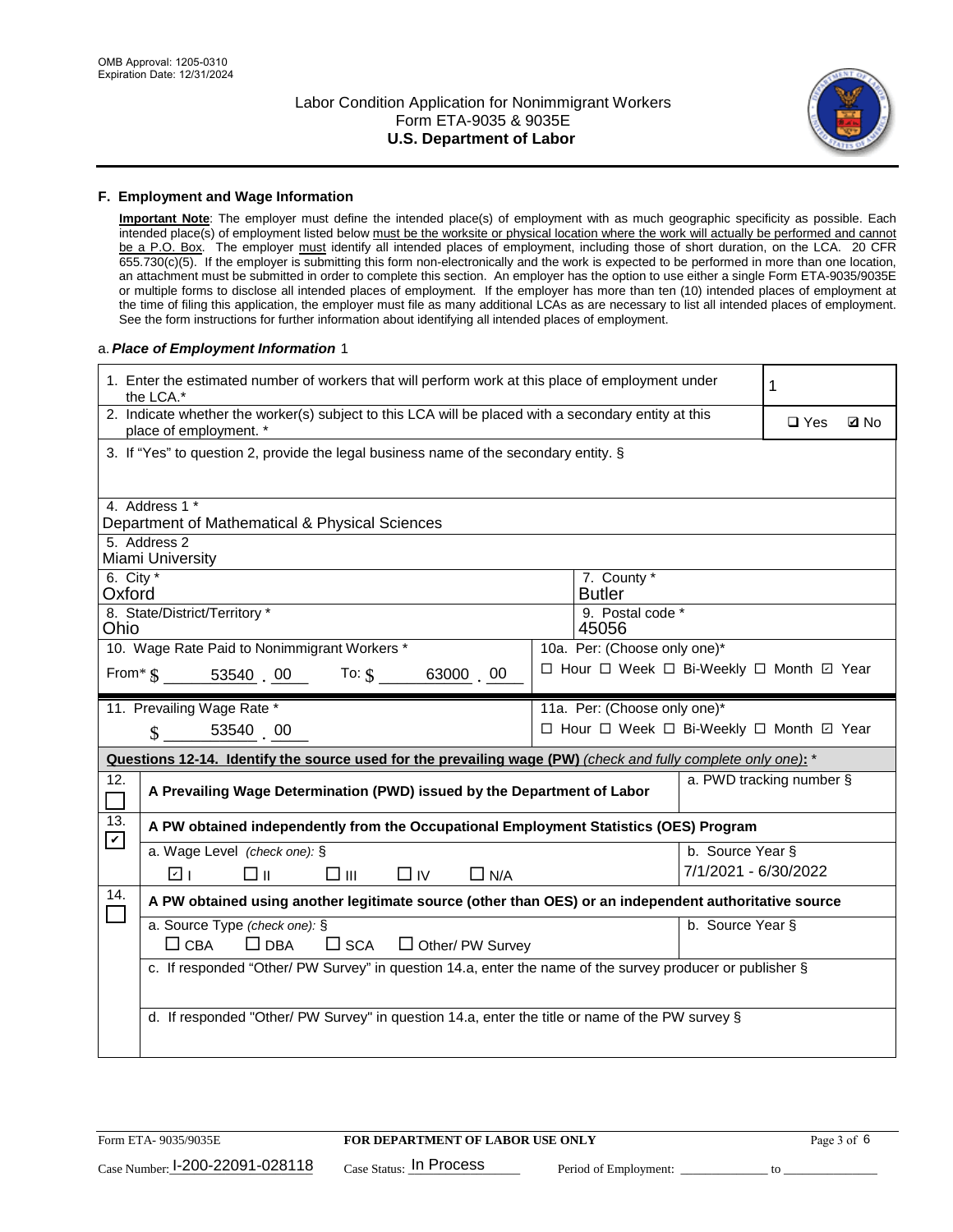OMB Approval: 1205-0310
Expiration Date: 12/31/2024

# Labor Condition Application for Nonimmigrant Workers
## Form ETA-9035 & 9035E
## U.S. Department of Labor

### F. Employment and Wage Information

**Important Note**: The employer must define the intended place(s) of employment with as much geographic specificity as possible. Each intended place(s) of employment listed below must be the worksite or physical location where the work will actually be performed and cannot be a P.O. Box. The employer must identify all intended places of employment, including those of short duration, on the LCA. 20 CFR 655.730(c)(5). If the employer is submitting this form non-electronically and the work is expected to be performed in more than one location, an attachment must be submitted in order to complete this section. An employer has the option to use either a single Form ETA-9035/9035E or multiple forms to disclose all intended places of employment. If the employer has more than ten (10) intended places of employment at the time of filing this application, the employer must file as many additional LCAs as are necessary to list all intended places of employment. See the form instructions for further information about identifying all intended places of employment.

a. ***Place of Employment Information*** 1

| | |
|---|---|
| 1. Enter the estimated number of workers that will perform work at this place of employment under the LCA.* | 1 |
| 2. Indicate whether the worker(s) subject to this LCA will be placed with a secondary entity at this place of employment. * | ☐ Yes ☑ No |
| 3. If "Yes" to question 2, provide the legal business name of the secondary entity. § | |
| 4. Address 1 * Department of Mathematical & Physical Sciences | |
| 5. Address 2 Miami University | |
| 6. City * Oxford | 7. County * Butler |
| 8. State/District/Territory * Ohio | 9. Postal code * 45056 |
| 10. Wage Rate Paid to Nonimmigrant Workers * From* $ 53540 . 00 To: $ 63000 . 00 | 10a. Per: (Choose only one)* ☐ Hour ☐ Week ☐ Bi-Weekly ☐ Month ☑ Year |
| 11. Prevailing Wage Rate * $ 53540 . 00 | 11a. Per: (Choose only one)* ☐ Hour ☐ Week ☐ Bi-Weekly ☐ Month ☑ Year |

**Questions 12-14. Identify the source used for the prevailing wage (PW)** *(check and fully complete only one)*: *

| | | |
|---|---|---|
| 12. ☐ | **A Prevailing Wage Determination (PWD) issued by the Department of Labor** | a. PWD tracking number § |
| 13. ☑ | **A PW obtained independently from the Occupational Employment Statistics (OES) Program** | |
| | a. Wage Level *(check one):* § ☑ I ☐ II ☐ III ☐ IV ☐ N/A | b. Source Year § 7/1/2021 - 6/30/2022 |
| 14. ☐ | **A PW obtained using another legitimate source (other than OES) or an independent authoritative source** | |
| | a. Source Type *(check one):* § ☐ CBA ☐ DBA ☐ SCA ☐ Other/ PW Survey | b. Source Year § |
| | c. If responded "Other/ PW Survey" in question 14.a, enter the name of the survey producer or publisher § | |
| | d. If responded "Other/ PW Survey" in question 14.a, enter the title or name of the PW survey § | |

Form ETA- 9035/9035E | **FOR DEPARTMENT OF LABOR USE ONLY**

Case Number: I-200-22091-028118 Case Status: In Process Period of Employment: _____________ to _____________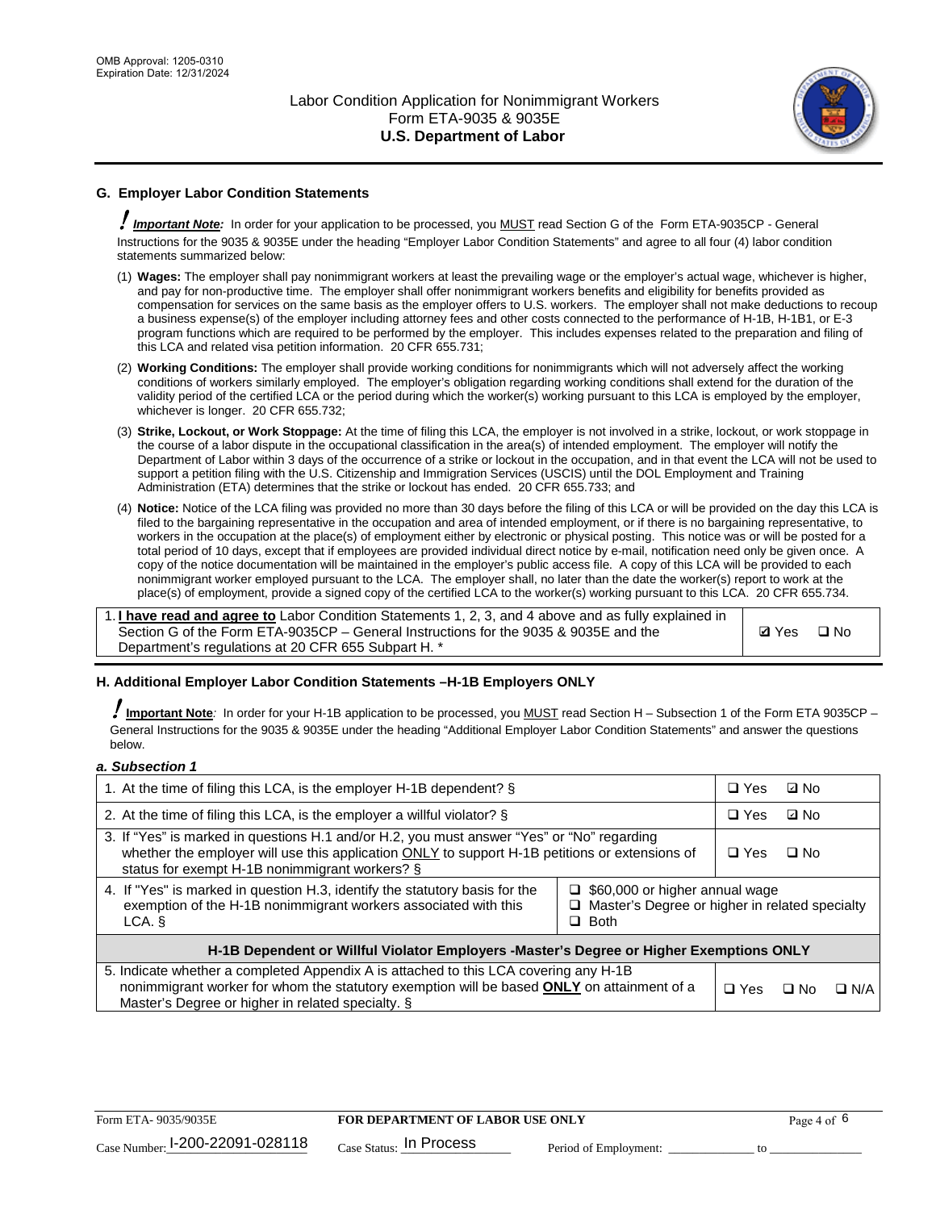## G. Employer Labor Condition Statements

! ***Important Note:*** In order for your application to be processed, you MUST read Section G of the Form ETA-9035CP - General Instructions for the 9035 & 9035E under the heading "Employer Labor Condition Statements" and agree to all four (4) labor condition statements summarized below:

(1) **Wages:** The employer shall pay nonimmigrant workers at least the prevailing wage or the employer's actual wage, whichever is higher, and pay for non-productive time. The employer shall offer nonimmigrant workers benefits and eligibility for benefits provided as compensation for services on the same basis as the employer offers to U.S. workers. The employer shall not make deductions to recoup a business expense(s) of the employer including attorney fees and other costs connected to the performance of H-1B, H-1B1, or E-3 program functions which are required to be performed by the employer. This includes expenses related to the preparation and filing of this LCA and related visa petition information. 20 CFR 655.731;

(2) **Working Conditions:** The employer shall provide working conditions for nonimmigrants which will not adversely affect the working conditions of workers similarly employed. The employer's obligation regarding working conditions shall extend for the duration of the validity period of the certified LCA or the period during which the worker(s) working pursuant to this LCA is employed by the employer, whichever is longer. 20 CFR 655.732;

(3) **Strike, Lockout, or Work Stoppage:** At the time of filing this LCA, the employer is not involved in a strike, lockout, or work stoppage in the course of a labor dispute in the occupational classification in the area(s) of intended employment. The employer will notify the Department of Labor within 3 days of the occurrence of a strike or lockout in the occupation, and in that event the LCA will not be used to support a petition filing with the U.S. Citizenship and Immigration Services (USCIS) until the DOL Employment and Training Administration (ETA) determines that the strike or lockout has ended. 20 CFR 655.733; and

(4) **Notice:** Notice of the LCA filing was provided no more than 30 days before the filing of this LCA or will be provided on the day this LCA is filed to the bargaining representative in the occupation and area of intended employment, or if there is no bargaining representative, to workers in the occupation at the place(s) of employment either by electronic or physical posting. This notice was or will be posted for a total period of 10 days, except that if employees are provided individual direct notice by e-mail, notification need only be given once. A copy of the notice documentation will be maintained in the employer's public access file. A copy of this LCA will be provided to each nonimmigrant worker employed pursuant to the LCA. The employer shall, no later than the date the worker(s) report to work at the place(s) of employment, provide a signed copy of the certified LCA to the worker(s) working pursuant to this LCA. 20 CFR 655.734.

| | |
|---|---|
| 1. **I have read and agree to** Labor Condition Statements 1, 2, 3, and 4 above and as fully explained in Section G of the Form ETA-9035CP – General Instructions for the 9035 & 9035E and the Department's regulations at 20 CFR 655 Subpart H. * | ☑ Yes ☐ No |

## H. Additional Employer Labor Condition Statements –H-1B Employers ONLY

! **Important Note**: In order for your H-1B application to be processed, you MUST read Section H – Subsection 1 of the Form ETA 9035CP – General Instructions for the 9035 & 9035E under the heading "Additional Employer Labor Condition Statements" and answer the questions below.

### *a. Subsection 1*

| | | |
|---|---|---|
| 1. At the time of filing this LCA, is the employer H-1B dependent? § | | ☐ Yes ☑ No |
| 2. At the time of filing this LCA, is the employer a willful violator? § | | ☐ Yes ☑ No |
| 3. If "Yes" is marked in questions H.1 and/or H.2, you must answer "Yes" or "No" regarding whether the employer will use this application ONLY to support H-1B petitions or extensions of status for exempt H-1B nonimmigrant workers? § | | ☐ Yes ☐ No |
| 4. If "Yes" is marked in question H.3, identify the statutory basis for the exemption of the H-1B nonimmigrant workers associated with this LCA. § | ☐ $60,000 or higher annual wage<br>☐ Master's Degree or higher in related specialty<br>☐ Both | |
| **H-1B Dependent or Willful Violator Employers -Master's Degree or Higher Exemptions ONLY** | | |
| 5. Indicate whether a completed Appendix A is attached to this LCA covering any H-1B nonimmigrant worker for whom the statutory exemption will be based **ONLY** on attainment of a Master's Degree or higher in related specialty. § | | ☐ Yes ☐ No ☐ N/A |

Form ETA- 9035/9035E | **FOR DEPARTMENT OF LABOR USE ONLY**

Case Number: I-200-22091-028118 Case Status: In Process Period of Employment: _____________ to _______________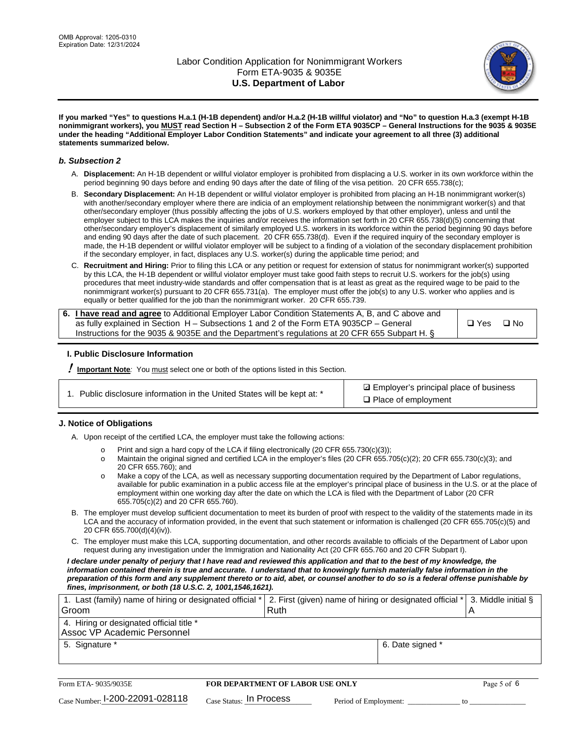**If you marked "Yes" to questions H.a.1 (H-1B dependent) and/or H.a.2 (H-1B willful violator) and "No" to question H.a.3 (exempt H-1B nonimmigrant workers), you MUST read Section H – Subsection 2 of the Form ETA 9035CP – General Instructions for the 9035 & 9035E under the heading "Additional Employer Labor Condition Statements" and indicate your agreement to all three (3) additional statements summarized below.**

### *b. Subsection 2*

A. **Displacement:** An H-1B dependent or willful violator employer is prohibited from displacing a U.S. worker in its own workforce within the period beginning 90 days before and ending 90 days after the date of filing of the visa petition. 20 CFR 655.738(c);

B. **Secondary Displacement:** An H-1B dependent or willful violator employer is prohibited from placing an H-1B nonimmigrant worker(s) with another/secondary employer where there are indicia of an employment relationship between the nonimmigrant worker(s) and that other/secondary employer (thus possibly affecting the jobs of U.S. workers employed by that other employer), unless and until the employer subject to this LCA makes the inquiries and/or receives the information set forth in 20 CFR 655.738(d)(5) concerning that other/secondary employer's displacement of similarly employed U.S. workers in its workforce within the period beginning 90 days before and ending 90 days after the date of such placement. 20 CFR 655.738(d). Even if the required inquiry of the secondary employer is made, the H-1B dependent or willful violator employer will be subject to a finding of a violation of the secondary displacement prohibition if the secondary employer, in fact, displaces any U.S. worker(s) during the applicable time period; and

C. **Recruitment and Hiring:** Prior to filing this LCA or any petition or request for extension of status for nonimmigrant worker(s) supported by this LCA, the H-1B dependent or willful violator employer must take good faith steps to recruit U.S. workers for the job(s) using procedures that meet industry-wide standards and offer compensation that is at least as great as the required wage to be paid to the nonimmigrant worker(s) pursuant to 20 CFR 655.731(a). The employer must offer the job(s) to any U.S. worker who applies and is equally or better qualified for the job than the nonimmigrant worker. 20 CFR 655.739.

| 6. **I have read and agree** to Additional Employer Labor Condition Statements A, B, and C above and as fully explained in Section H – Subsections 1 and 2 of the Form ETA 9035CP – General Instructions for the 9035 & 9035E and the Department's regulations at 20 CFR 655 Subpart H. § | ❑ Yes ❑ No |
|---|---|

### I. Public Disclosure Information

**! Important Note**: You must select one or both of the options listed in this Section.

| 1. Public disclosure information in the United States will be kept at: * | ☑ Employer's principal place of business<br>❑ Place of employment |
|---|---|

### J. Notice of Obligations

A. Upon receipt of the certified LCA, the employer must take the following actions:

- Print and sign a hard copy of the LCA if filing electronically (20 CFR 655.730(c)(3));
- Maintain the original signed and certified LCA in the employer's files (20 CFR 655.705(c)(2); 20 CFR 655.730(c)(3); and 20 CFR 655.760); and
- Make a copy of the LCA, as well as necessary supporting documentation required by the Department of Labor regulations, available for public examination in a public access file at the employer's principal place of business in the U.S. or at the place of employment within one working day after the date on which the LCA is filed with the Department of Labor (20 CFR 655.705(c)(2) and 20 CFR 655.760).

B. The employer must develop sufficient documentation to meet its burden of proof with respect to the validity of the statements made in its LCA and the accuracy of information provided, in the event that such statement or information is challenged (20 CFR 655.705(c)(5) and 20 CFR 655.700(d)(4)(iv)).

C. The employer must make this LCA, supporting documentation, and other records available to officials of the Department of Labor upon request during any investigation under the Immigration and Nationality Act (20 CFR 655.760 and 20 CFR Subpart I).

***I declare under penalty of perjury that I have read and reviewed this application and that to the best of my knowledge, the information contained therein is true and accurate. I understand that to knowingly furnish materially false information in the preparation of this form and any supplement thereto or to aid, abet, or counsel another to do so is a federal offense punishable by fines, imprisonment, or both (18 U.S.C. 2, 1001,1546,1621).***

| 1. Last (family) name of hiring or designated official *<br>Groom | 2. First (given) name of hiring or designated official *<br>Ruth | 3. Middle initial §<br>A |
|---|---|---|
| 4. Hiring or designated official title *<br>Assoc VP Academic Personnel | | |
| 5. Signature * | 6. Date signed * | |

Form ETA- 9035/9035E — **FOR DEPARTMENT OF LABOR USE ONLY**

Case Number: I-200-22091-028118 Case Status: In Process Period of Employment: _____________ to _____________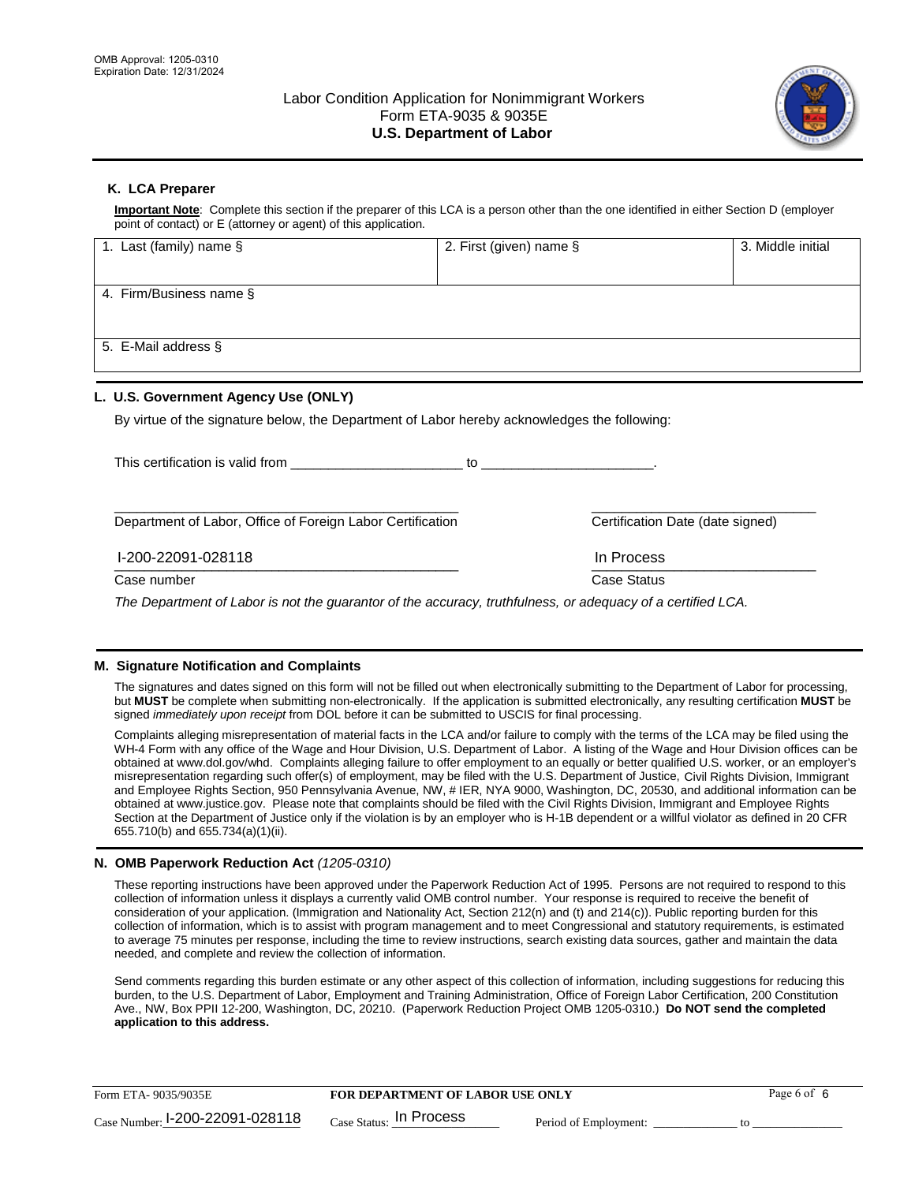OMB Approval: 1205-0310
Expiration Date: 12/31/2024

# Labor Condition Application for Nonimmigrant Workers
# Form ETA-9035 & 9035E
# U.S. Department of Labor

## K. LCA Preparer

**Important Note**: Complete this section if the preparer of this LCA is a person other than the one identified in either Section D (employer point of contact) or E (attorney or agent) of this application.

| 1. Last (family) name § | 2. First (given) name § | 3. Middle initial |
|---|---|---|
| 4. Firm/Business name § | | |
| 5. E-Mail address § | | |

## L. U.S. Government Agency Use (ONLY)

By virtue of the signature below, the Department of Labor hereby acknowledges the following:

This certification is valid from ______________________ to ______________________.

_____________________________________________ Department of Labor, Office of Foreign Labor Certification

_____________________________ Certification Date (date signed)

I-200-22091-028118
Case number

In Process
Case Status

*The Department of Labor is not the guarantor of the accuracy, truthfulness, or adequacy of a certified LCA.*

## M. Signature Notification and Complaints

The signatures and dates signed on this form will not be filled out when electronically submitting to the Department of Labor for processing, but **MUST** be complete when submitting non-electronically. If the application is submitted electronically, any resulting certification **MUST** be signed *immediately upon receipt* from DOL before it can be submitted to USCIS for final processing.

Complaints alleging misrepresentation of material facts in the LCA and/or failure to comply with the terms of the LCA may be filed using the WH-4 Form with any office of the Wage and Hour Division, U.S. Department of Labor. A listing of the Wage and Hour Division offices can be obtained at www.dol.gov/whd. Complaints alleging failure to offer employment to an equally or better qualified U.S. worker, or an employer's misrepresentation regarding such offer(s) of employment, may be filed with the U.S. Department of Justice, Civil Rights Division, Immigrant and Employee Rights Section, 950 Pennsylvania Avenue, NW, # IER, NYA 9000, Washington, DC, 20530, and additional information can be obtained at www.justice.gov. Please note that complaints should be filed with the Civil Rights Division, Immigrant and Employee Rights Section at the Department of Justice only if the violation is by an employer who is H-1B dependent or a willful violator as defined in 20 CFR 655.710(b) and 655.734(a)(1)(ii).

## N. OMB Paperwork Reduction Act *(1205-0310)*

These reporting instructions have been approved under the Paperwork Reduction Act of 1995. Persons are not required to respond to this collection of information unless it displays a currently valid OMB control number. Your response is required to receive the benefit of consideration of your application. (Immigration and Nationality Act, Section 212(n) and (t) and 214(c)). Public reporting burden for this collection of information, which is to assist with program management and to meet Congressional and statutory requirements, is estimated to average 75 minutes per response, including the time to review instructions, search existing data sources, gather and maintain the data needed, and complete and review the collection of information.

Send comments regarding this burden estimate or any other aspect of this collection of information, including suggestions for reducing this burden, to the U.S. Department of Labor, Employment and Training Administration, Office of Foreign Labor Certification, 200 Constitution Ave., NW, Box PPII 12-200, Washington, DC, 20210. (Paperwork Reduction Project OMB 1205-0310.) **Do NOT send the completed application to this address.**

Form ETA- 9035/9035E — **FOR DEPARTMENT OF LABOR USE ONLY**

Case Number: I-200-22091-028118 Case Status: In Process Period of Employment: ____________ to ____________